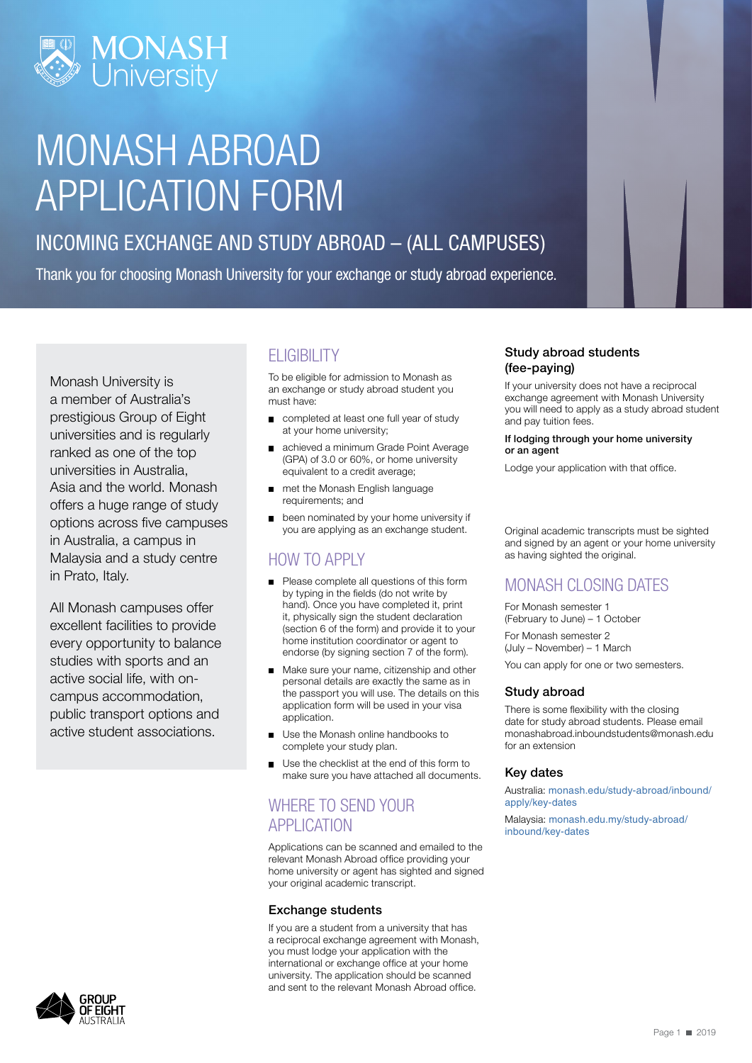# MONASH ABROAD APPLICATION FORM

## INCOMING EXCHANGE AND STUDY ABROAD – (ALL CAMPUSES)

Thank you for choosing Monash University for your exchange or study abroad experience.

Monash University is a member of Australia's prestigious Group of Eight universities and is regularly ranked as one of the top universities in Australia, Asia and the world. Monash offers a huge range of study options across five campuses in Australia, a campus in Malaysia and a study centre in Prato, Italy.

All Monash campuses offer excellent facilities to provide every opportunity to balance studies with sports and an active social life, with on-campus accommodation, public transport options and active student associations.

## ELIGIBILITY

To be eligible for admission to Monash as an exchange or study abroad student you must have:

- completed at least one full year of study at your home university;
- achieved a minimum Grade Point Average (GPA) of 3.0 or 60%, or home university equivalent to a credit average;
- met the Monash English language requirements; and
- been nominated by your home university if you are applying as an exchange student.

## HOW TO APPLY

- Please complete all questions of this form by typing in the fields (do not write by hand). Once you have completed it, print it, physically sign the student declaration (section 6 of the form) and provide it to your home institution coordinator or agent to endorse (by signing section 7 of the form).
- Make sure your name, citizenship and other personal details are exactly the same as in the passport you will use. The details on this application form will be used in your visa application.
- Use the Monash online handbooks to complete your study plan.
- Use the checklist at the end of this form to make sure you have attached all documents.

## WHERE TO SEND YOUR APPLICATION

Applications can be scanned and emailed to the relevant Monash Abroad office providing your home university or agent has sighted and signed your original academic transcript.

### Exchange students

If you are a student from a university that has a reciprocal exchange agreement with Monash, you must lodge your application with the international or exchange office at your home university. The application should be scanned and sent to the relevant Monash Abroad office.

### Study abroad students (fee-paying)

If your university does not have a reciprocal exchange agreement with Monash University you will need to apply as a study abroad student and pay tuition fees.

**If lodging through your home university or an agent**

Lodge your application with that office.

Original academic transcripts must be sighted and signed by an agent or your home university as having sighted the original.

## MONASH CLOSING DATES

For Monash semester 1
(February to June) – 1 October

For Monash semester 2
(July – November) – 1 March

You can apply for one or two semesters.

### Study abroad

There is some flexibility with the closing date for study abroad students. Please email monashabroad.inboundstudents@monash.edu for an extension

### Key dates

Australia: monash.edu/study-abroad/inbound/apply/key-dates

Malaysia: monash.edu.my/study-abroad/inbound/key-dates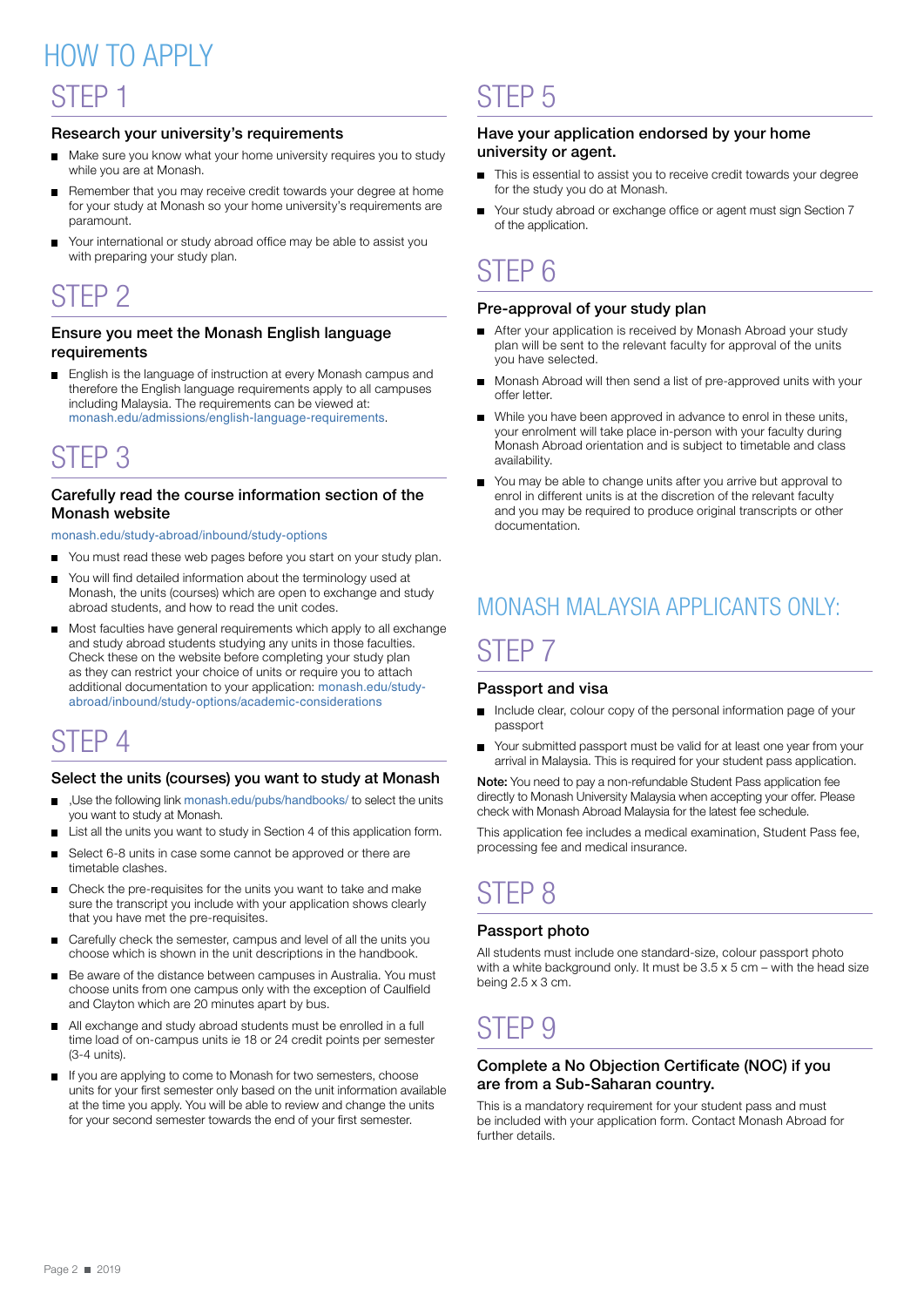# HOW TO APPLY

## STEP 1

### Research your university's requirements

- Make sure you know what your home university requires you to study while you are at Monash.
- Remember that you may receive credit towards your degree at home for your study at Monash so your home university's requirements are paramount.
- Your international or study abroad office may be able to assist you with preparing your study plan.

## STEP 2

### Ensure you meet the Monash English language requirements

- English is the language of instruction at every Monash campus and therefore the English language requirements apply to all campuses including Malaysia. The requirements can be viewed at: monash.edu/admissions/english-language-requirements.

## STEP 3

### Carefully read the course information section of the Monash website

monash.edu/study-abroad/inbound/study-options

- You must read these web pages before you start on your study plan.
- You will find detailed information about the terminology used at Monash, the units (courses) which are open to exchange and study abroad students, and how to read the unit codes.
- Most faculties have general requirements which apply to all exchange and study abroad students studying any units in those faculties. Check these on the website before completing your study plan as they can restrict your choice of units or require you to attach additional documentation to your application: monash.edu/study-abroad/inbound/study-options/academic-considerations

## STEP 4

### Select the units (courses) you want to study at Monash

- ,Use the following link monash.edu/pubs/handbooks/ to select the units you want to study at Monash.
- List all the units you want to study in Section 4 of this application form.
- Select 6-8 units in case some cannot be approved or there are timetable clashes.
- Check the pre-requisites for the units you want to take and make sure the transcript you include with your application shows clearly that you have met the pre-requisites.
- Carefully check the semester, campus and level of all the units you choose which is shown in the unit descriptions in the handbook.
- Be aware of the distance between campuses in Australia. You must choose units from one campus only with the exception of Caulfield and Clayton which are 20 minutes apart by bus.
- All exchange and study abroad students must be enrolled in a full time load of on-campus units ie 18 or 24 credit points per semester (3-4 units).
- If you are applying to come to Monash for two semesters, choose units for your first semester only based on the unit information available at the time you apply. You will be able to review and change the units for your second semester towards the end of your first semester.

## STEP 5

### Have your application endorsed by your home university or agent.

- This is essential to assist you to receive credit towards your degree for the study you do at Monash.
- Your study abroad or exchange office or agent must sign Section 7 of the application.

## STEP 6

### Pre-approval of your study plan

- After your application is received by Monash Abroad your study plan will be sent to the relevant faculty for approval of the units you have selected.
- Monash Abroad will then send a list of pre-approved units with your offer letter.
- While you have been approved in advance to enrol in these units, your enrolment will take place in-person with your faculty during Monash Abroad orientation and is subject to timetable and class availability.
- You may be able to change units after you arrive but approval to enrol in different units is at the discretion of the relevant faculty and you may be required to produce original transcripts or other documentation.

# MONASH MALAYSIA APPLICANTS ONLY:

## STEP 7

### Passport and visa

- Include clear, colour copy of the personal information page of your passport
- Your submitted passport must be valid for at least one year from your arrival in Malaysia. This is required for your student pass application.

**Note:** You need to pay a non-refundable Student Pass application fee directly to Monash University Malaysia when accepting your offer. Please check with Monash Abroad Malaysia for the latest fee schedule.

This application fee includes a medical examination, Student Pass fee, processing fee and medical insurance.

## STEP 8

### Passport photo

All students must include one standard-size, colour passport photo with a white background only. It must be 3.5 x 5 cm – with the head size being 2.5 x 3 cm.

## STEP 9

### Complete a No Objection Certificate (NOC) if you are from a Sub-Saharan country.

This is a mandatory requirement for your student pass and must be included with your application form. Contact Monash Abroad for further details.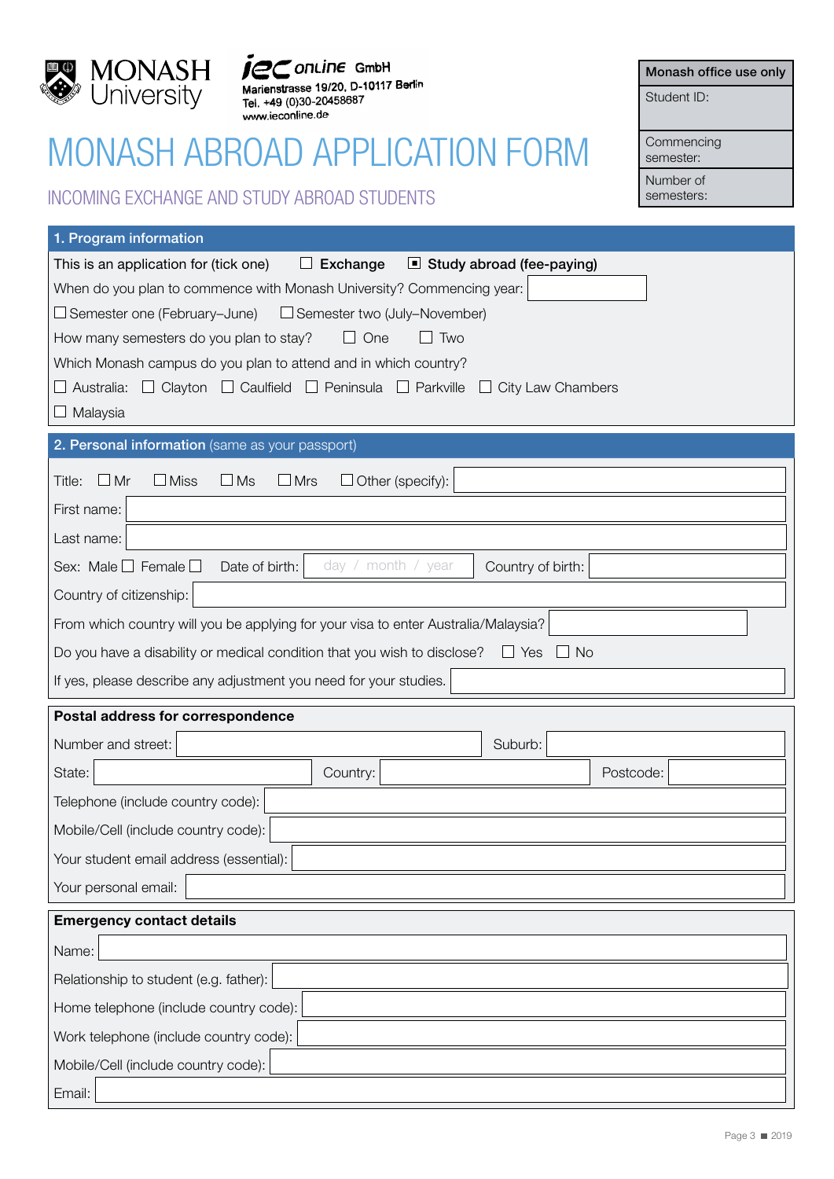MONASH University

iec online GmbH
Marienstrasse 19/20, D-10117 Berlin
Tel. +49 (0)30-20458687
www.ieconline.de

| Monash office use only |
|---|
| Student ID: |
| Commencing semester: |
| Number of semesters: |

# MONASH ABROAD APPLICATION FORM

## INCOMING EXCHANGE AND STUDY ABROAD STUDENTS

### 1. Program information

This is an application for (tick one) ☐ Exchange ☒ Study abroad (fee-paying)

When do you plan to commence with Monash University? Commencing year: \_\_\_\_\_\_\_\_

☐ Semester one (February–June) ☐ Semester two (July–November)

How many semesters do you plan to stay? ☐ One ☐ Two

Which Monash campus do you plan to attend and in which country?

☐ Australia: ☐ Clayton ☐ Caulfield ☐ Peninsula ☐ Parkville ☐ City Law Chambers

☐ Malaysia

### 2. Personal information (same as your passport)

Title: ☐ Mr ☐ Miss ☐ Ms ☐ Mrs ☐ Other (specify): \_\_\_\_\_\_\_\_

First name: \_\_\_\_\_\_\_\_

Last name: \_\_\_\_\_\_\_\_

Sex: Male ☐ Female ☐ Date of birth: day / month / year Country of birth: \_\_\_\_\_\_\_\_

Country of citizenship: \_\_\_\_\_\_\_\_

From which country will you be applying for your visa to enter Australia/Malaysia? \_\_\_\_\_\_\_\_

Do you have a disability or medical condition that you wish to disclose? ☐ Yes ☐ No

If yes, please describe any adjustment you need for your studies. \_\_\_\_\_\_\_\_

### Postal address for correspondence

Number and street: \_\_\_\_\_\_\_\_ Suburb: \_\_\_\_\_\_\_\_

State: \_\_\_\_\_\_\_\_ Country: \_\_\_\_\_\_\_\_ Postcode: \_\_\_\_\_\_\_\_

Telephone (include country code): \_\_\_\_\_\_\_\_

Mobile/Cell (include country code): \_\_\_\_\_\_\_\_

Your student email address (essential): \_\_\_\_\_\_\_\_

Your personal email: \_\_\_\_\_\_\_\_

### Emergency contact details

Name: \_\_\_\_\_\_\_\_

Relationship to student (e.g. father): \_\_\_\_\_\_\_\_

Home telephone (include country code): \_\_\_\_\_\_\_\_

Work telephone (include country code): \_\_\_\_\_\_\_\_

Mobile/Cell (include country code): \_\_\_\_\_\_\_\_

Email: \_\_\_\_\_\_\_\_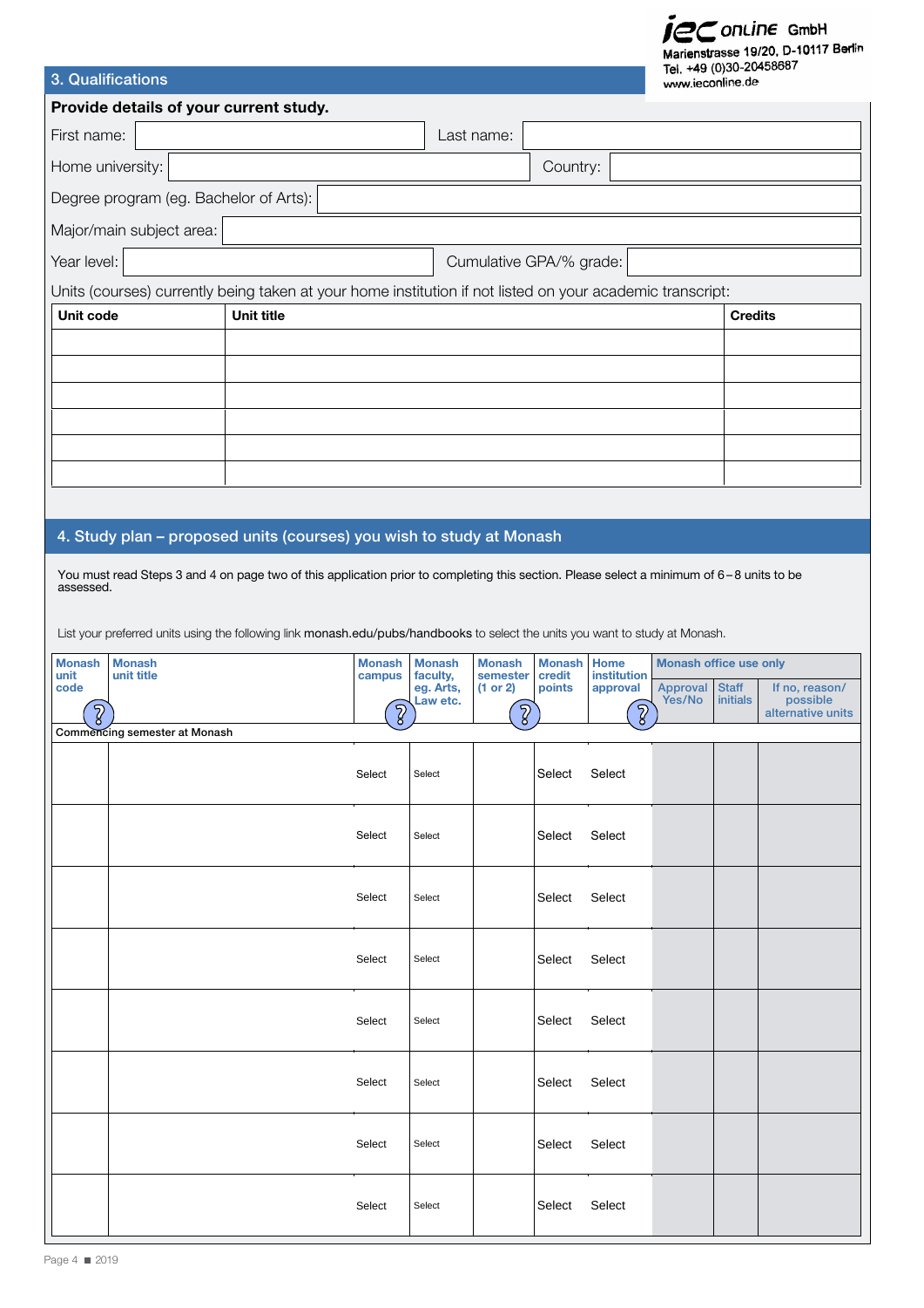iec online GmbH
Marienstrasse 19/20, D-10117 Berlin
Tel. +49 (0)30-20458687
www.ieconline.de

## 3. Qualifications

**Provide details of your current study.**

First name: | Last name:

Home university: | Country:

Degree program (eg. Bachelor of Arts):

Major/main subject area:

Year level: | Cumulative GPA/% grade:

Units (courses) currently being taken at your home institution if not listed on your academic transcript:

| Unit code | Unit title | Credits |
|---|---|---|
| | | |
| | | |
| | | |
| | | |
| | | |
| | | |

## 4. Study plan – proposed units (courses) you wish to study at Monash

You must read Steps 3 and 4 on page two of this application prior to completing this section. Please select a minimum of 6 – 8 units to be assessed.

List your preferred units using the following link monash.edu/pubs/handbooks to select the units you want to study at Monash.

| Monash unit code | Monash unit title | Monash campus | Monash faculty, eg. Arts, Law etc. | Monash semester (1 or 2) | Monash credit points | Home institution approval | Monash office use only | | |
|---|---|---|---|---|---|---|---|---|---|
| | | | | | | | Approval Yes/No | Staff initials | If no, reason/ possible alternative units |
| Commencing semester at Monash | | | | | | | | | |
| | | Select | Select | | Select | Select | | | |
| | | Select | Select | | Select | Select | | | |
| | | Select | Select | | Select | Select | | | |
| | | Select | Select | | Select | Select | | | |
| | | Select | Select | | Select | Select | | | |
| | | Select | Select | | Select | Select | | | |
| | | Select | Select | | Select | Select | | | |
| | | Select | Select | | Select | Select | | | |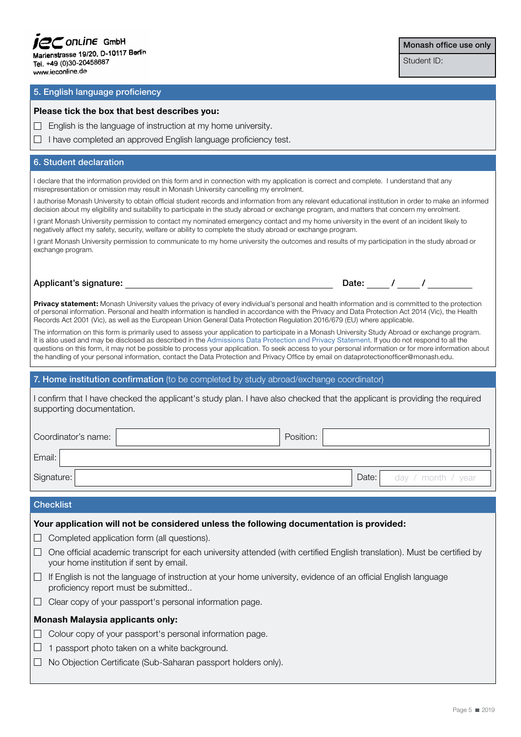iec online GmbH
Marienstrasse 19/20, D-10117 Berlin
Tel. +49 (0)30-20458687
www.ieconline.de

| Monash office use only |
|---|
| Student ID: |

## 5. English language proficiency

**Please tick the box that best describes you:**

- ☐ English is the language of instruction at my home university.
- ☐ I have completed an approved English language proficiency test.

## 6. Student declaration

I declare that the information provided on this form and in connection with my application is correct and complete. I understand that any misrepresentation or omission may result in Monash University cancelling my enrolment.

I authorise Monash University to obtain official student records and information from any relevant educational institution in order to make an informed decision about my eligibility and suitability to participate in the study abroad or exchange program, and matters that concern my enrolment.

I grant Monash University permission to contact my nominated emergency contact and my home university in the event of an incident likely to negatively affect my safety, security, welfare or ability to complete the study abroad or exchange program.

I grant Monash University permission to communicate to my home university the outcomes and results of my participation in the study abroad or exchange program.

**Applicant's signature:** ______________________________ **Date:** ____ / ____ / ________

**Privacy statement:** Monash University values the privacy of every individual's personal and health information and is committed to the protection of personal information. Personal and health information is handled in accordance with the Privacy and Data Protection Act 2014 (Vic), the Health Records Act 2001 (Vic), as well as the European Union General Data Protection Regulation 2016/679 (EU) where applicable.

The information on this form is primarily used to assess your application to participate in a Monash University Study Abroad or exchange program. It is also used and may be disclosed as described in the Admissions Data Protection and Privacy Statement. If you do not respond to all the questions on this form, it may not be possible to process your application. To seek access to your personal information or for more information about the handling of your personal information, contact the Data Protection and Privacy Office by email on dataprotectionofficer@monash.edu.

## 7. Home institution confirmation (to be completed by study abroad/exchange coordinator)

I confirm that I have checked the applicant's study plan. I have also checked that the applicant is providing the required supporting documentation.

Coordinator's name: ______________________ Position: ______________________

Email: ______________________

Signature: ______________________ Date: day / month / year

## Checklist

**Your application will not be considered unless the following documentation is provided:**

- ☐ Completed application form (all questions).
- ☐ One official academic transcript for each university attended (with certified English translation). Must be certified by your home institution if sent by email.
- ☐ If English is not the language of instruction at your home university, evidence of an official English language proficiency report must be submitted..
- ☐ Clear copy of your passport's personal information page.

**Monash Malaysia applicants only:**

- ☐ Colour copy of your passport's personal information page.
- ☐ 1 passport photo taken on a white background.
- ☐ No Objection Certificate (Sub-Saharan passport holders only).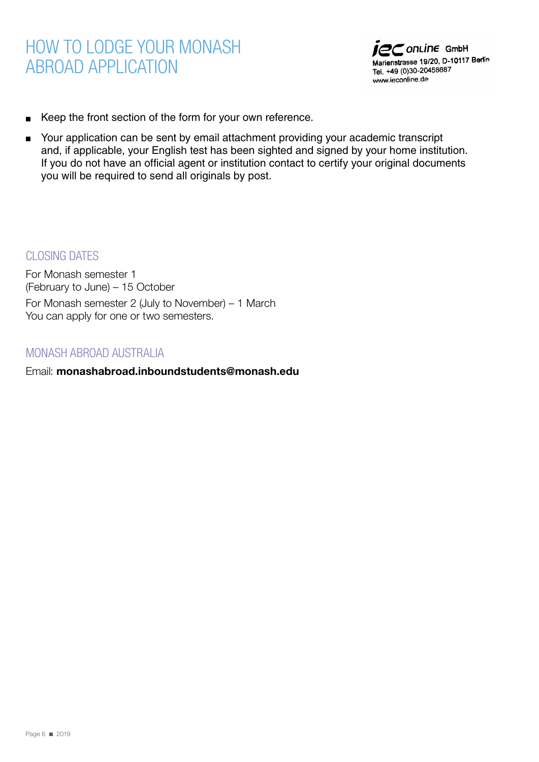# HOW TO LODGE YOUR MONASH ABROAD APPLICATION

iec online GmbH
Marienstrasse 19/20, D-10117 Berlin
Tel. +49 (0)30-20458687
www.ieconline.de

- Keep the front section of the form for your own reference.
- Your application can be sent by email attachment providing your academic transcript and, if applicable, your English test has been sighted and signed by your home institution. If you do not have an official agent or institution contact to certify your original documents you will be required to send all originals by post.

## CLOSING DATES

For Monash semester 1
(February to June) – 15 October

For Monash semester 2 (July to November) – 1 March
You can apply for one or two semesters.

## MONASH ABROAD AUSTRALIA

Email: **monashabroad.inboundstudents@monash.edu**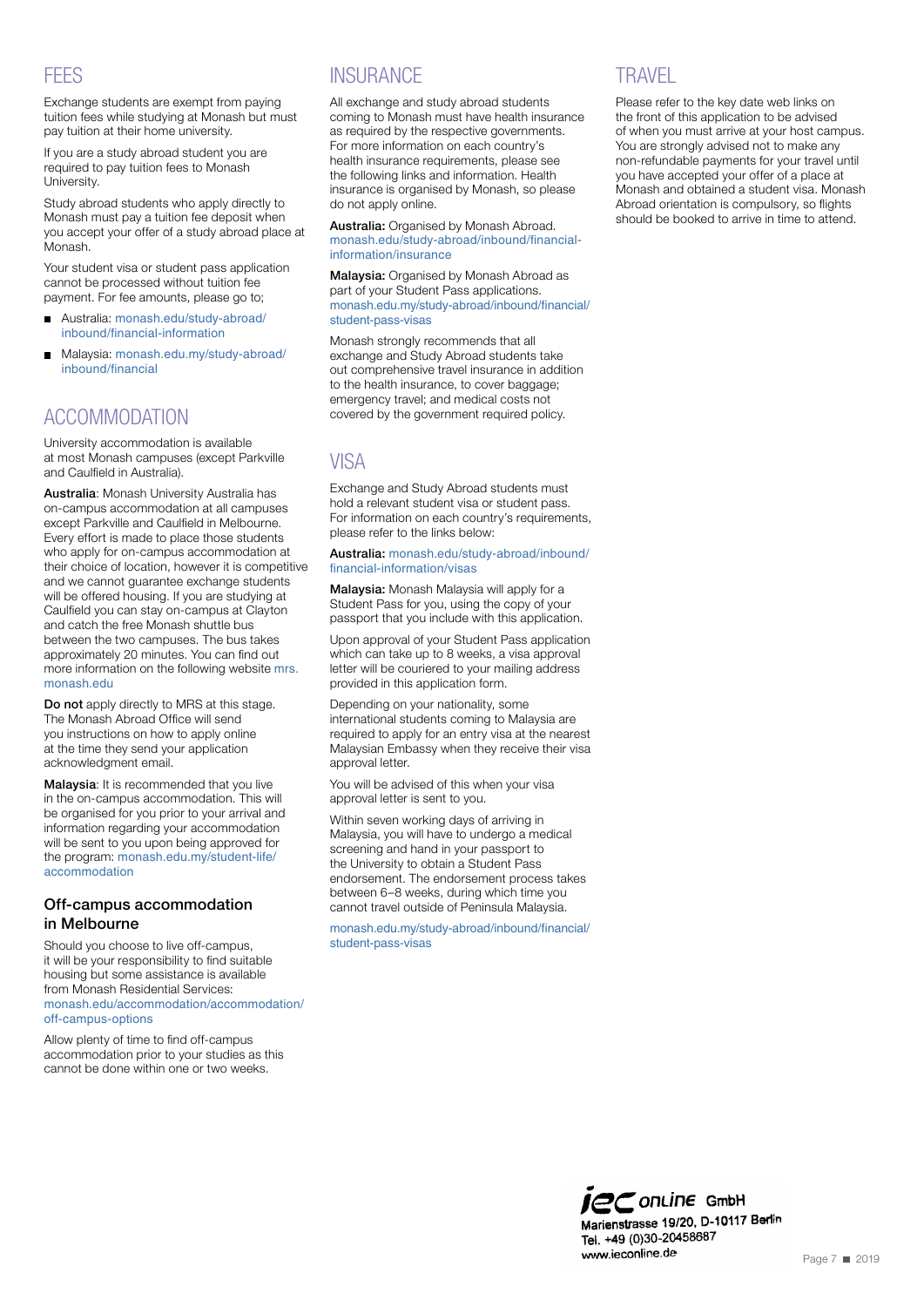## FEES

Exchange students are exempt from paying tuition fees while studying at Monash but must pay tuition at their home university.

If you are a study abroad student you are required to pay tuition fees to Monash University.

Study abroad students who apply directly to Monash must pay a tuition fee deposit when you accept your offer of a study abroad place at Monash.

Your student visa or student pass application cannot be processed without tuition fee payment. For fee amounts, please go to;

- Australia: monash.edu/study-abroad/inbound/financial-information
- Malaysia: monash.edu.my/study-abroad/inbound/financial

## ACCOMMODATION

University accommodation is available at most Monash campuses (except Parkville and Caulfield in Australia).

**Australia**: Monash University Australia has on-campus accommodation at all campuses except Parkville and Caulfield in Melbourne. Every effort is made to place those students who apply for on-campus accommodation at their choice of location, however it is competitive and we cannot guarantee exchange students will be offered housing. If you are studying at Caulfield you can stay on-campus at Clayton and catch the free Monash shuttle bus between the two campuses. The bus takes approximately 20 minutes. You can find out more information on the following website mrs.monash.edu

**Do not** apply directly to MRS at this stage. The Monash Abroad Office will send you instructions on how to apply online at the time they send your application acknowledgment email.

**Malaysia**: It is recommended that you live in the on-campus accommodation. This will be organised for you prior to your arrival and information regarding your accommodation will be sent to you upon being approved for the program: monash.edu.my/student-life/accommodation

### Off-campus accommodation in Melbourne

Should you choose to live off-campus, it will be your responsibility to find suitable housing but some assistance is available from Monash Residential Services: monash.edu/accommodation/accommodation/off-campus-options

Allow plenty of time to find off-campus accommodation prior to your studies as this cannot be done within one or two weeks.

## INSURANCE

All exchange and study abroad students coming to Monash must have health insurance as required by the respective governments. For more information on each country's health insurance requirements, please see the following links and information. Health insurance is organised by Monash, so please do not apply online.

**Australia:** Organised by Monash Abroad. monash.edu/study-abroad/inbound/financial-information/insurance

**Malaysia:** Organised by Monash Abroad as part of your Student Pass applications. monash.edu.my/study-abroad/inbound/financial/student-pass-visas

Monash strongly recommends that all exchange and Study Abroad students take out comprehensive travel insurance in addition to the health insurance, to cover baggage; emergency travel; and medical costs not covered by the government required policy.

## VISA

Exchange and Study Abroad students must hold a relevant student visa or student pass. For information on each country's requirements, please refer to the links below:

**Australia:** monash.edu/study-abroad/inbound/financial-information/visas

**Malaysia:** Monash Malaysia will apply for a Student Pass for you, using the copy of your passport that you include with this application.

Upon approval of your Student Pass application which can take up to 8 weeks, a visa approval letter will be couriered to your mailing address provided in this application form.

Depending on your nationality, some international students coming to Malaysia are required to apply for an entry visa at the nearest Malaysian Embassy when they receive their visa approval letter.

You will be advised of this when your visa approval letter is sent to you.

Within seven working days of arriving in Malaysia, you will have to undergo a medical screening and hand in your passport to the University to obtain a Student Pass endorsement. The endorsement process takes between 6–8 weeks, during which time you cannot travel outside of Peninsula Malaysia.

monash.edu.my/study-abroad/inbound/financial/student-pass-visas

## TRAVEL

Please refer to the key date web links on the front of this application to be advised of when you must arrive at your host campus. You are strongly advised not to make any non-refundable payments for your travel until you have accepted your offer of a place at Monash and obtained a student visa. Monash Abroad orientation is compulsory, so flights should be booked to arrive in time to attend.

iec online GmbH
Marienstrasse 19/20, D-10117 Berlin
Tel. +49 (0)30-20458687
www.ieconline.de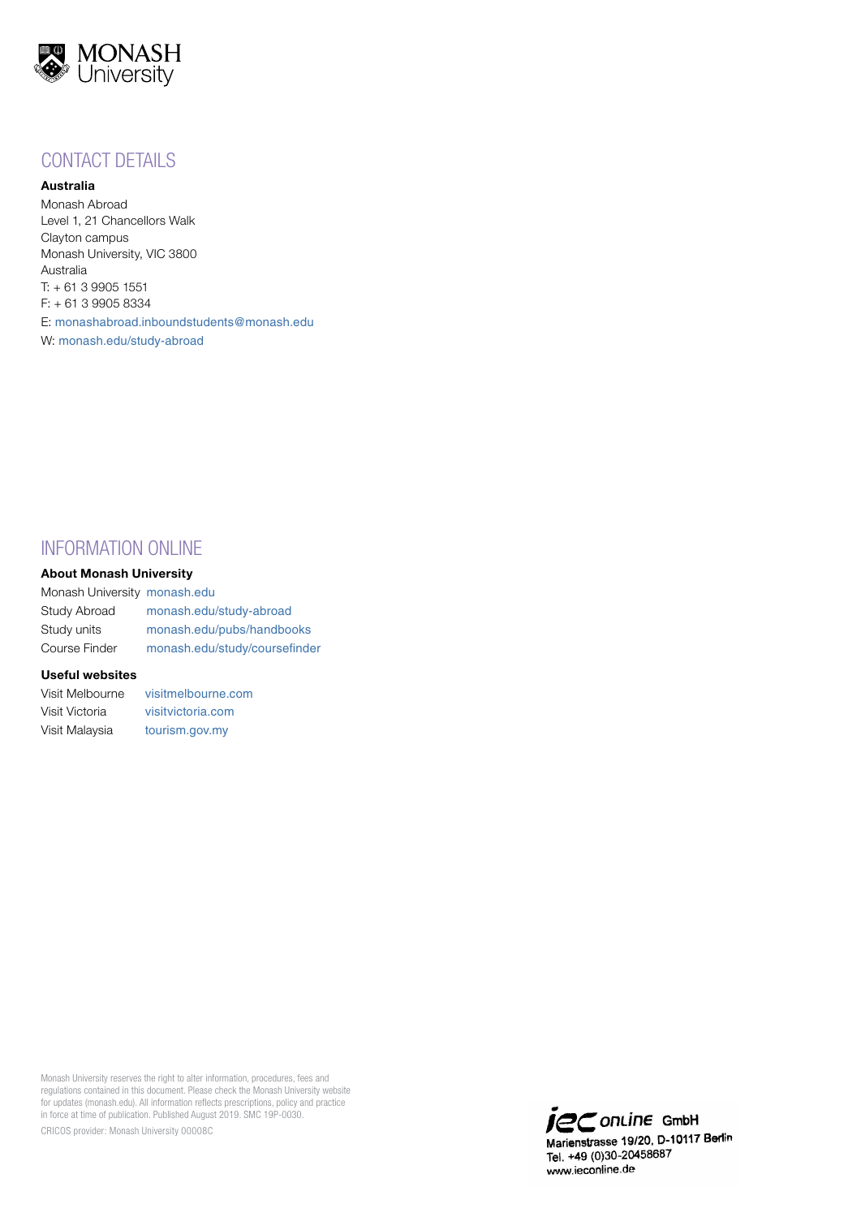MONASH University

## CONTACT DETAILS

**Australia**

Monash Abroad
Level 1, 21 Chancellors Walk
Clayton campus
Monash University, VIC 3800
Australia
T: + 61 3 9905 1551
F: + 61 3 9905 8334
E: monashabroad.inboundstudents@monash.edu
W: monash.edu/study-abroad

## INFORMATION ONLINE

**About Monash University**

| | |
|---|---|
| Monash University | monash.edu |
| Study Abroad | monash.edu/study-abroad |
| Study units | monash.edu/pubs/handbooks |
| Course Finder | monash.edu/study/coursefinder |

**Useful websites**

| | |
|---|---|
| Visit Melbourne | visitmelbourne.com |
| Visit Victoria | visitvictoria.com |
| Visit Malaysia | tourism.gov.my |

Monash University reserves the right to alter information, procedures, fees and regulations contained in this document. Please check the Monash University website for updates (monash.edu). All information reflects prescriptions, policy and practice in force at time of publication. Published August 2019. SMC 19P-0030.

CRICOS provider: Monash University 00008C

iec online GmbH
Marienstrasse 19/20, D-10117 Berlin
Tel. +49 (0)30-20458687
www.ieconline.de